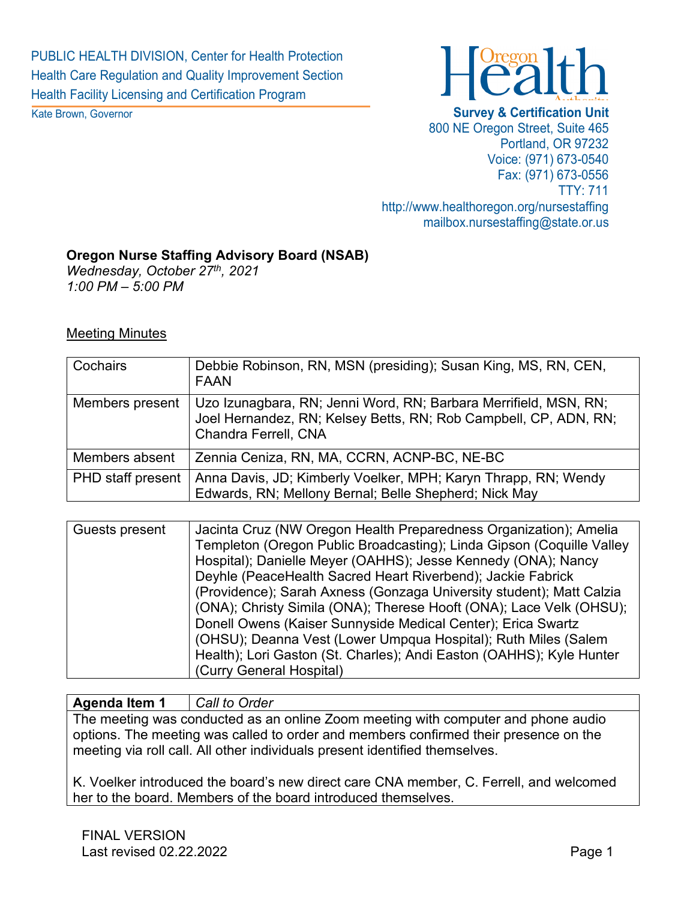PUBLIC HEALTH DIVISION, Center for Health Protection
Health Care Regulation and Quality Improvement Section
Health Facility Licensing and Certification Program

Kate Brown, Governor

**Survey & Certification Unit**
800 NE Oregon Street, Suite 465
Portland, OR 97232
Voice: (971) 673-0540
Fax: (971) 673-0556
TTY: 711
http://www.healthoregon.org/nursestaffing
mailbox.nursestaffing@state.or.us

**Oregon Nurse Staffing Advisory Board (NSAB)**
*Wednesday, October 27th, 2021*
*1:00 PM – 5:00 PM*

Meeting Minutes

| | |
|---|---|
| Cochairs | Debbie Robinson, RN, MSN (presiding); Susan King, MS, RN, CEN, FAAN |
| Members present | Uzo Izunagbara, RN; Jenni Word, RN; Barbara Merrifield, MSN, RN; Joel Hernandez, RN; Kelsey Betts, RN; Rob Campbell, CP, ADN, RN; Chandra Ferrell, CNA |
| Members absent | Zennia Ceniza, RN, MA, CCRN, ACNP-BC, NE-BC |
| PHD staff present | Anna Davis, JD; Kimberly Voelker, MPH; Karyn Thrapp, RN; Wendy Edwards, RN; Mellony Bernal; Belle Shepherd; Nick May |

| | |
|---|---|
| Guests present | Jacinta Cruz (NW Oregon Health Preparedness Organization); Amelia Templeton (Oregon Public Broadcasting); Linda Gipson (Coquille Valley Hospital); Danielle Meyer (OAHHS); Jesse Kennedy (ONA); Nancy Deyhle (PeaceHealth Sacred Heart Riverbend); Jackie Fabrick (Providence); Sarah Axness (Gonzaga University student); Matt Calzia (ONA); Christy Simila (ONA); Therese Hooft (ONA); Lace Velk (OHSU); Donell Owens (Kaiser Sunnyside Medical Center); Erica Swartz (OHSU); Deanna Vest (Lower Umpqua Hospital); Ruth Miles (Salem Health); Lori Gaston (St. Charles); Andi Easton (OAHHS); Kyle Hunter (Curry General Hospital) |

| **Agenda Item 1** | *Call to Order* |
|---|---|

The meeting was conducted as an online Zoom meeting with computer and phone audio options. The meeting was called to order and members confirmed their presence on the meeting via roll call. All other individuals present identified themselves.

K. Voelker introduced the board's new direct care CNA member, C. Ferrell, and welcomed her to the board. Members of the board introduced themselves.

FINAL VERSION
Last revised 02.22.2022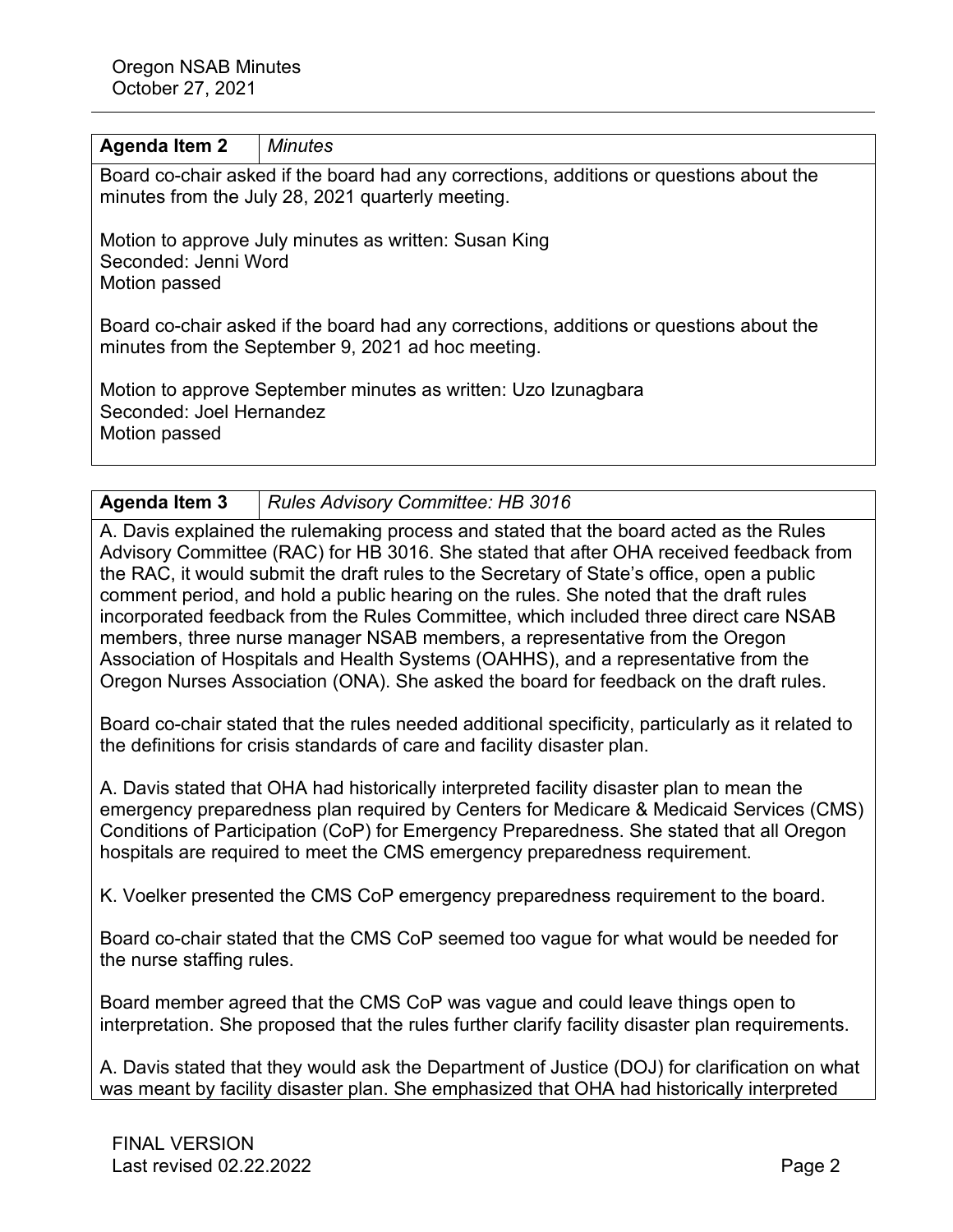| Agenda Item 2 | *Minutes* |
|---|---|

Board co-chair asked if the board had any corrections, additions or questions about the minutes from the July 28, 2021 quarterly meeting.

Motion to approve July minutes as written: Susan King
Seconded: Jenni Word
Motion passed

Board co-chair asked if the board had any corrections, additions or questions about the minutes from the September 9, 2021 ad hoc meeting.

Motion to approve September minutes as written: Uzo Izunagbara
Seconded: Joel Hernandez
Motion passed

| Agenda Item 3 | *Rules Advisory Committee: HB 3016* |
|---|---|

A. Davis explained the rulemaking process and stated that the board acted as the Rules Advisory Committee (RAC) for HB 3016. She stated that after OHA received feedback from the RAC, it would submit the draft rules to the Secretary of State's office, open a public comment period, and hold a public hearing on the rules. She noted that the draft rules incorporated feedback from the Rules Committee, which included three direct care NSAB members, three nurse manager NSAB members, a representative from the Oregon Association of Hospitals and Health Systems (OAHHS), and a representative from the Oregon Nurses Association (ONA). She asked the board for feedback on the draft rules.

Board co-chair stated that the rules needed additional specificity, particularly as it related to the definitions for crisis standards of care and facility disaster plan.

A. Davis stated that OHA had historically interpreted facility disaster plan to mean the emergency preparedness plan required by Centers for Medicare & Medicaid Services (CMS) Conditions of Participation (CoP) for Emergency Preparedness. She stated that all Oregon hospitals are required to meet the CMS emergency preparedness requirement.

K. Voelker presented the CMS CoP emergency preparedness requirement to the board.

Board co-chair stated that the CMS CoP seemed too vague for what would be needed for the nurse staffing rules.

Board member agreed that the CMS CoP was vague and could leave things open to interpretation. She proposed that the rules further clarify facility disaster plan requirements.

A. Davis stated that they would ask the Department of Justice (DOJ) for clarification on what was meant by facility disaster plan. She emphasized that OHA had historically interpreted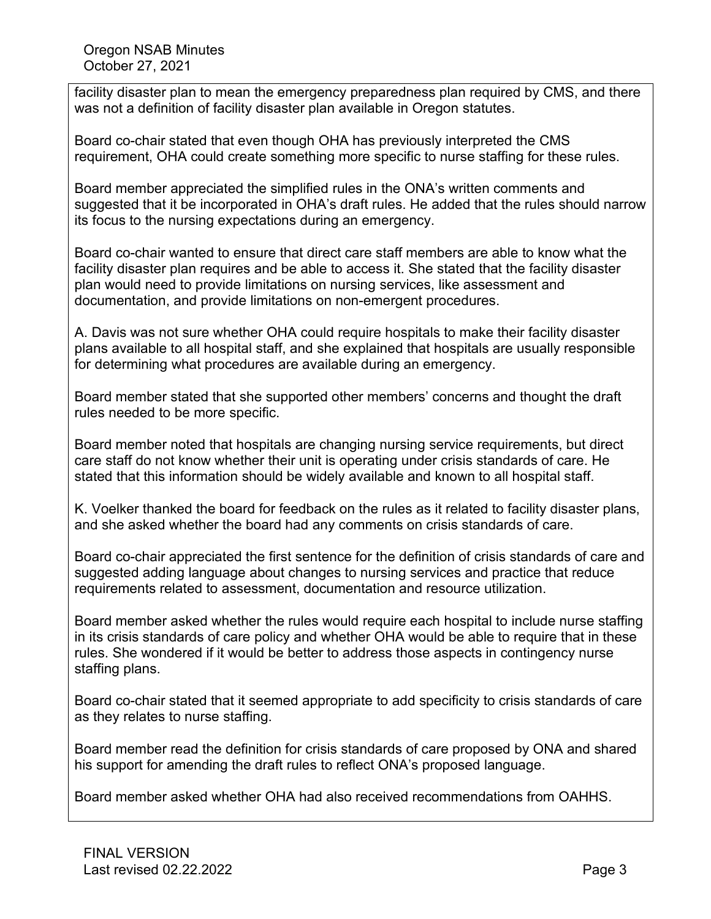facility disaster plan to mean the emergency preparedness plan required by CMS, and there was not a definition of facility disaster plan available in Oregon statutes.

Board co-chair stated that even though OHA has previously interpreted the CMS requirement, OHA could create something more specific to nurse staffing for these rules.

Board member appreciated the simplified rules in the ONA's written comments and suggested that it be incorporated in OHA's draft rules. He added that the rules should narrow its focus to the nursing expectations during an emergency.

Board co-chair wanted to ensure that direct care staff members are able to know what the facility disaster plan requires and be able to access it. She stated that the facility disaster plan would need to provide limitations on nursing services, like assessment and documentation, and provide limitations on non-emergent procedures.

A. Davis was not sure whether OHA could require hospitals to make their facility disaster plans available to all hospital staff, and she explained that hospitals are usually responsible for determining what procedures are available during an emergency.

Board member stated that she supported other members' concerns and thought the draft rules needed to be more specific.

Board member noted that hospitals are changing nursing service requirements, but direct care staff do not know whether their unit is operating under crisis standards of care. He stated that this information should be widely available and known to all hospital staff.

K. Voelker thanked the board for feedback on the rules as it related to facility disaster plans, and she asked whether the board had any comments on crisis standards of care.

Board co-chair appreciated the first sentence for the definition of crisis standards of care and suggested adding language about changes to nursing services and practice that reduce requirements related to assessment, documentation and resource utilization.

Board member asked whether the rules would require each hospital to include nurse staffing in its crisis standards of care policy and whether OHA would be able to require that in these rules. She wondered if it would be better to address those aspects in contingency nurse staffing plans.

Board co-chair stated that it seemed appropriate to add specificity to crisis standards of care as they relates to nurse staffing.

Board member read the definition for crisis standards of care proposed by ONA and shared his support for amending the draft rules to reflect ONA's proposed language.

Board member asked whether OHA had also received recommendations from OAHHS.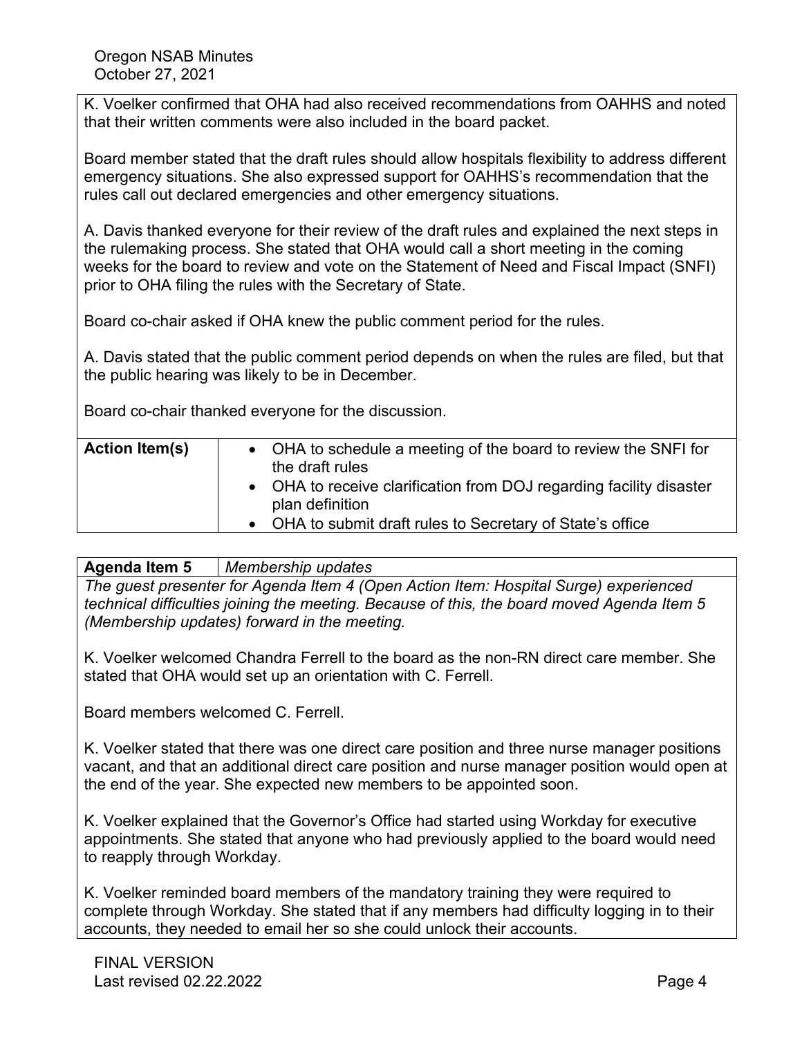K. Voelker confirmed that OHA had also received recommendations from OAHHS and noted that their written comments were also included in the board packet.

Board member stated that the draft rules should allow hospitals flexibility to address different emergency situations. She also expressed support for OAHHS's recommendation that the rules call out declared emergencies and other emergency situations.

A. Davis thanked everyone for their review of the draft rules and explained the next steps in the rulemaking process. She stated that OHA would call a short meeting in the coming weeks for the board to review and vote on the Statement of Need and Fiscal Impact (SNFI) prior to OHA filing the rules with the Secretary of State.

Board co-chair asked if OHA knew the public comment period for the rules.

A. Davis stated that the public comment period depends on when the rules are filed, but that the public hearing was likely to be in December.

Board co-chair thanked everyone for the discussion.

| **Action Item(s)** | • OHA to schedule a meeting of the board to review the SNFI for the draft rules<br>• OHA to receive clarification from DOJ regarding facility disaster plan definition<br>• OHA to submit draft rules to Secretary of State's office |
|---|---|

| **Agenda Item 5** | *Membership updates* |
|---|---|

*The guest presenter for Agenda Item 4 (Open Action Item: Hospital Surge) experienced technical difficulties joining the meeting. Because of this, the board moved Agenda Item 5 (Membership updates) forward in the meeting.*

K. Voelker welcomed Chandra Ferrell to the board as the non-RN direct care member. She stated that OHA would set up an orientation with C. Ferrell.

Board members welcomed C. Ferrell.

K. Voelker stated that there was one direct care position and three nurse manager positions vacant, and that an additional direct care position and nurse manager position would open at the end of the year. She expected new members to be appointed soon.

K. Voelker explained that the Governor's Office had started using Workday for executive appointments. She stated that anyone who had previously applied to the board would need to reapply through Workday.

K. Voelker reminded board members of the mandatory training they were required to complete through Workday. She stated that if any members had difficulty logging in to their accounts, they needed to email her so she could unlock their accounts.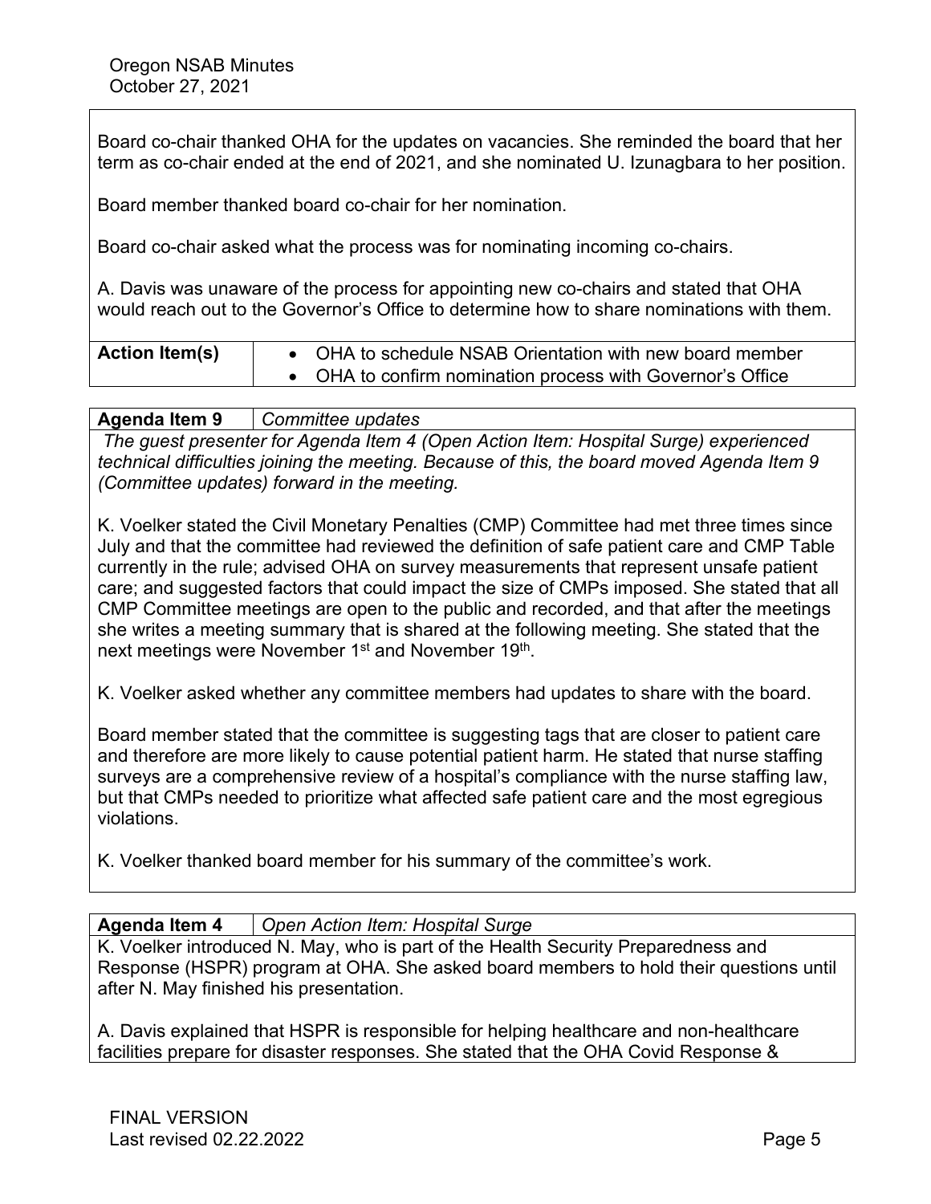Board co-chair thanked OHA for the updates on vacancies. She reminded the board that her term as co-chair ended at the end of 2021, and she nominated U. Izunagbara to her position.

Board member thanked board co-chair for her nomination.

Board co-chair asked what the process was for nominating incoming co-chairs.

A. Davis was unaware of the process for appointing new co-chairs and stated that OHA would reach out to the Governor's Office to determine how to share nominations with them.

| **Action Item(s)** | • OHA to schedule NSAB Orientation with new board member<br>• OHA to confirm nomination process with Governor's Office |
|---|---|

| **Agenda Item 9** | *Committee updates* |
|---|---|

*The guest presenter for Agenda Item 4 (Open Action Item: Hospital Surge) experienced technical difficulties joining the meeting. Because of this, the board moved Agenda Item 9 (Committee updates) forward in the meeting.*

K. Voelker stated the Civil Monetary Penalties (CMP) Committee had met three times since July and that the committee had reviewed the definition of safe patient care and CMP Table currently in the rule; advised OHA on survey measurements that represent unsafe patient care; and suggested factors that could impact the size of CMPs imposed. She stated that all CMP Committee meetings are open to the public and recorded, and that after the meetings she writes a meeting summary that is shared at the following meeting. She stated that the next meetings were November 1st and November 19th.

K. Voelker asked whether any committee members had updates to share with the board.

Board member stated that the committee is suggesting tags that are closer to patient care and therefore are more likely to cause potential patient harm. He stated that nurse staffing surveys are a comprehensive review of a hospital's compliance with the nurse staffing law, but that CMPs needed to prioritize what affected safe patient care and the most egregious violations.

K. Voelker thanked board member for his summary of the committee's work.

| **Agenda Item 4** | *Open Action Item: Hospital Surge* |
|---|---|

K. Voelker introduced N. May, who is part of the Health Security Preparedness and Response (HSPR) program at OHA. She asked board members to hold their questions until after N. May finished his presentation.

A. Davis explained that HSPR is responsible for helping healthcare and non-healthcare facilities prepare for disaster responses. She stated that the OHA Covid Response &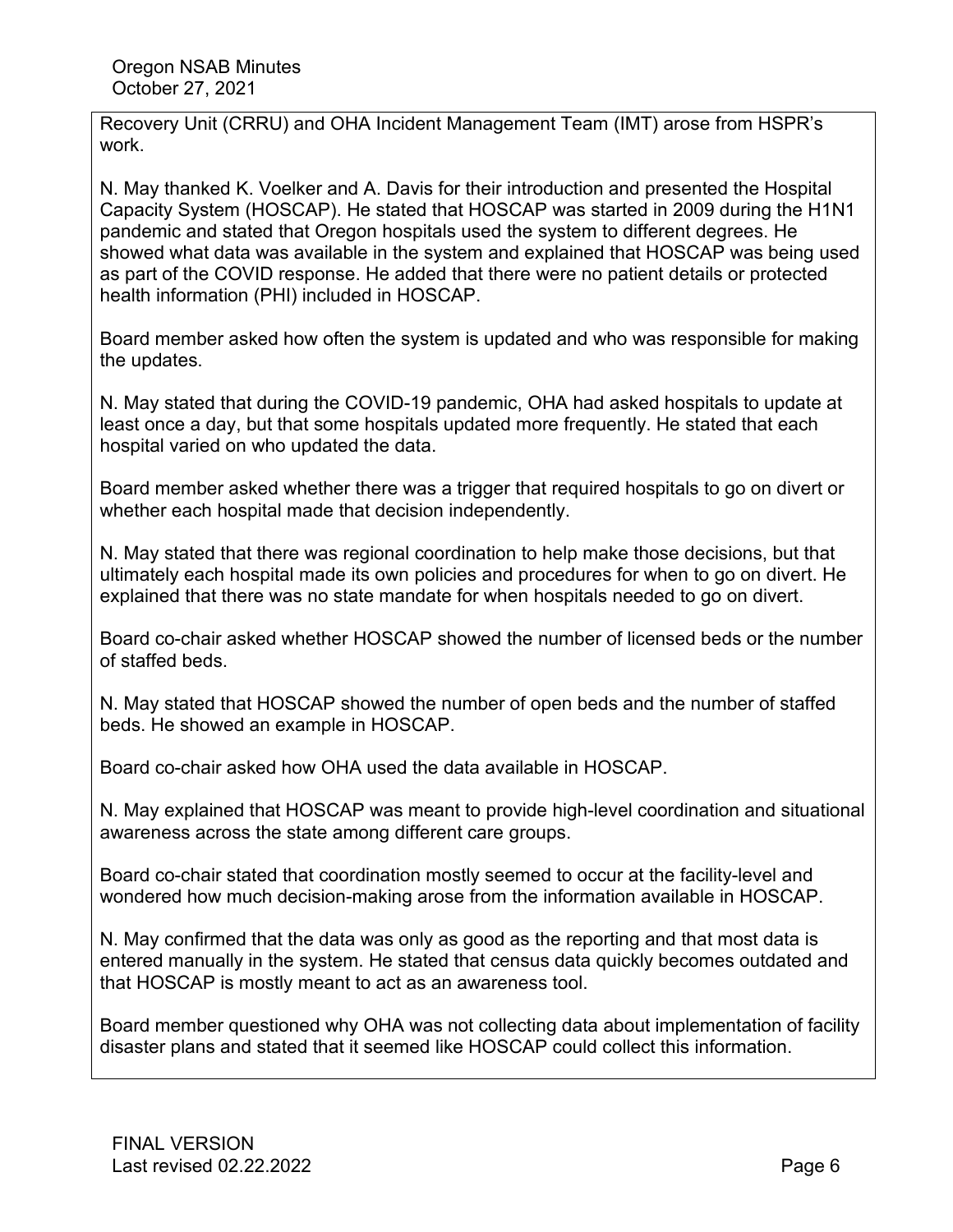Recovery Unit (CRRU) and OHA Incident Management Team (IMT) arose from HSPR's work.

N. May thanked K. Voelker and A. Davis for their introduction and presented the Hospital Capacity System (HOSCAP). He stated that HOSCAP was started in 2009 during the H1N1 pandemic and stated that Oregon hospitals used the system to different degrees. He showed what data was available in the system and explained that HOSCAP was being used as part of the COVID response. He added that there were no patient details or protected health information (PHI) included in HOSCAP.

Board member asked how often the system is updated and who was responsible for making the updates.

N. May stated that during the COVID-19 pandemic, OHA had asked hospitals to update at least once a day, but that some hospitals updated more frequently. He stated that each hospital varied on who updated the data.

Board member asked whether there was a trigger that required hospitals to go on divert or whether each hospital made that decision independently.

N. May stated that there was regional coordination to help make those decisions, but that ultimately each hospital made its own policies and procedures for when to go on divert. He explained that there was no state mandate for when hospitals needed to go on divert.

Board co-chair asked whether HOSCAP showed the number of licensed beds or the number of staffed beds.

N. May stated that HOSCAP showed the number of open beds and the number of staffed beds. He showed an example in HOSCAP.

Board co-chair asked how OHA used the data available in HOSCAP.

N. May explained that HOSCAP was meant to provide high-level coordination and situational awareness across the state among different care groups.

Board co-chair stated that coordination mostly seemed to occur at the facility-level and wondered how much decision-making arose from the information available in HOSCAP.

N. May confirmed that the data was only as good as the reporting and that most data is entered manually in the system. He stated that census data quickly becomes outdated and that HOSCAP is mostly meant to act as an awareness tool.

Board member questioned why OHA was not collecting data about implementation of facility disaster plans and stated that it seemed like HOSCAP could collect this information.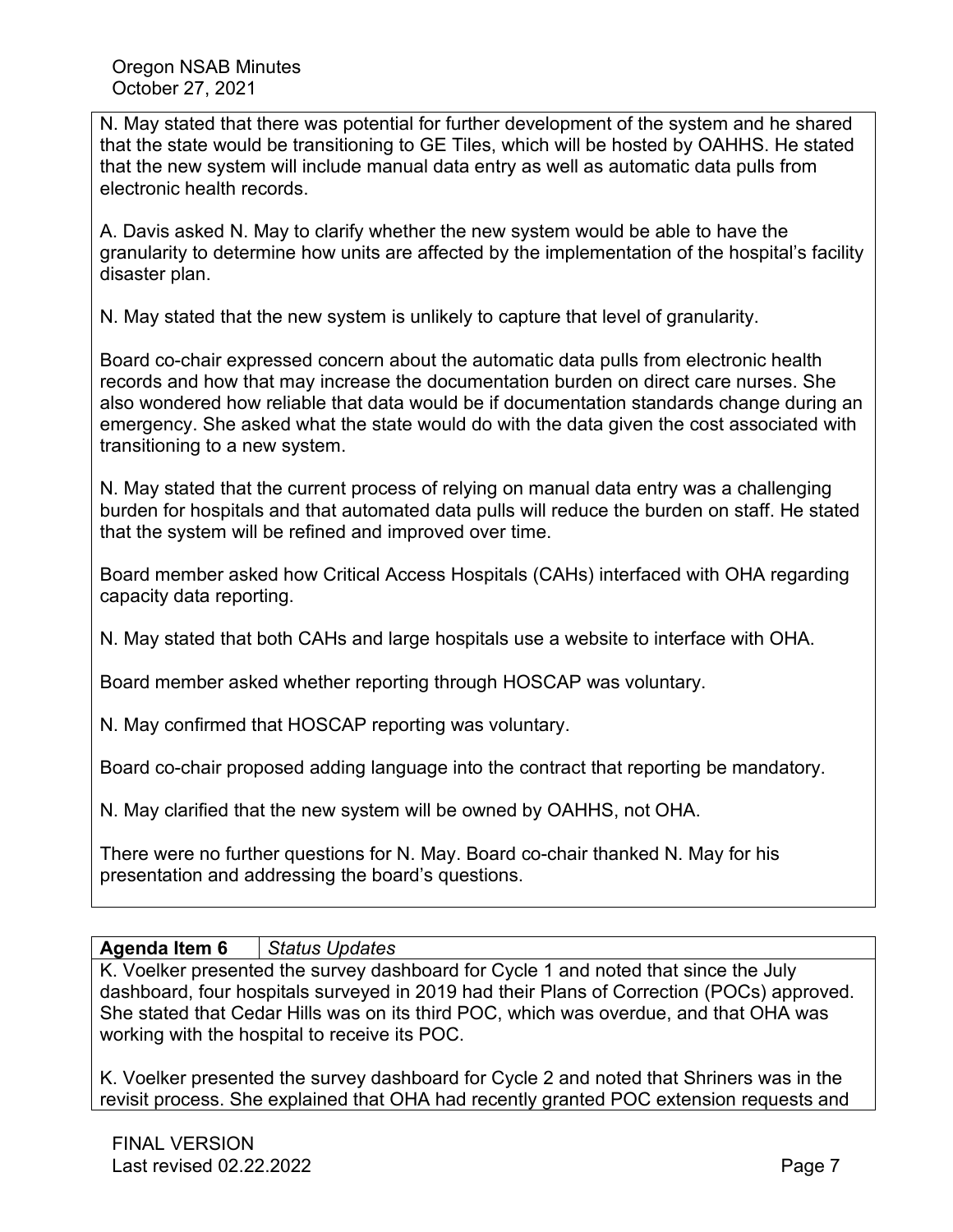N. May stated that there was potential for further development of the system and he shared that the state would be transitioning to GE Tiles, which will be hosted by OAHHS. He stated that the new system will include manual data entry as well as automatic data pulls from electronic health records.

A. Davis asked N. May to clarify whether the new system would be able to have the granularity to determine how units are affected by the implementation of the hospital's facility disaster plan.

N. May stated that the new system is unlikely to capture that level of granularity.

Board co-chair expressed concern about the automatic data pulls from electronic health records and how that may increase the documentation burden on direct care nurses. She also wondered how reliable that data would be if documentation standards change during an emergency. She asked what the state would do with the data given the cost associated with transitioning to a new system.

N. May stated that the current process of relying on manual data entry was a challenging burden for hospitals and that automated data pulls will reduce the burden on staff. He stated that the system will be refined and improved over time.

Board member asked how Critical Access Hospitals (CAHs) interfaced with OHA regarding capacity data reporting.

N. May stated that both CAHs and large hospitals use a website to interface with OHA.

Board member asked whether reporting through HOSCAP was voluntary.

N. May confirmed that HOSCAP reporting was voluntary.

Board co-chair proposed adding language into the contract that reporting be mandatory.

N. May clarified that the new system will be owned by OAHHS, not OHA.

There were no further questions for N. May. Board co-chair thanked N. May for his presentation and addressing the board's questions.

| **Agenda Item 6** | *Status Updates* |
| --- | --- |

K. Voelker presented the survey dashboard for Cycle 1 and noted that since the July dashboard, four hospitals surveyed in 2019 had their Plans of Correction (POCs) approved. She stated that Cedar Hills was on its third POC, which was overdue, and that OHA was working with the hospital to receive its POC.

K. Voelker presented the survey dashboard for Cycle 2 and noted that Shriners was in the revisit process. She explained that OHA had recently granted POC extension requests and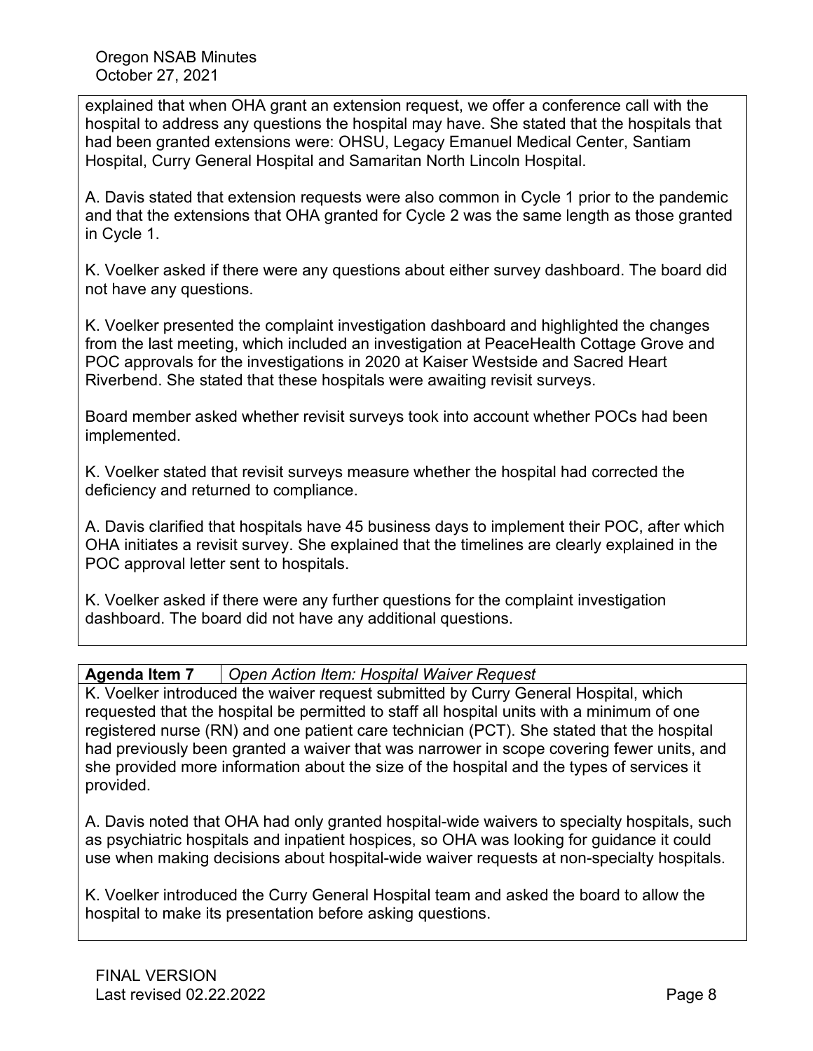explained that when OHA grant an extension request, we offer a conference call with the hospital to address any questions the hospital may have. She stated that the hospitals that had been granted extensions were: OHSU, Legacy Emanuel Medical Center, Santiam Hospital, Curry General Hospital and Samaritan North Lincoln Hospital.

A. Davis stated that extension requests were also common in Cycle 1 prior to the pandemic and that the extensions that OHA granted for Cycle 2 was the same length as those granted in Cycle 1.

K. Voelker asked if there were any questions about either survey dashboard. The board did not have any questions.

K. Voelker presented the complaint investigation dashboard and highlighted the changes from the last meeting, which included an investigation at PeaceHealth Cottage Grove and POC approvals for the investigations in 2020 at Kaiser Westside and Sacred Heart Riverbend. She stated that these hospitals were awaiting revisit surveys.

Board member asked whether revisit surveys took into account whether POCs had been implemented.

K. Voelker stated that revisit surveys measure whether the hospital had corrected the deficiency and returned to compliance.

A. Davis clarified that hospitals have 45 business days to implement their POC, after which OHA initiates a revisit survey. She explained that the timelines are clearly explained in the POC approval letter sent to hospitals.

K. Voelker asked if there were any further questions for the complaint investigation dashboard. The board did not have any additional questions.

| **Agenda Item 7** | *Open Action Item: Hospital Waiver Request* |
|---|---|

K. Voelker introduced the waiver request submitted by Curry General Hospital, which requested that the hospital be permitted to staff all hospital units with a minimum of one registered nurse (RN) and one patient care technician (PCT). She stated that the hospital had previously been granted a waiver that was narrower in scope covering fewer units, and she provided more information about the size of the hospital and the types of services it provided.

A. Davis noted that OHA had only granted hospital-wide waivers to specialty hospitals, such as psychiatric hospitals and inpatient hospices, so OHA was looking for guidance it could use when making decisions about hospital-wide waiver requests at non-specialty hospitals.

K. Voelker introduced the Curry General Hospital team and asked the board to allow the hospital to make its presentation before asking questions.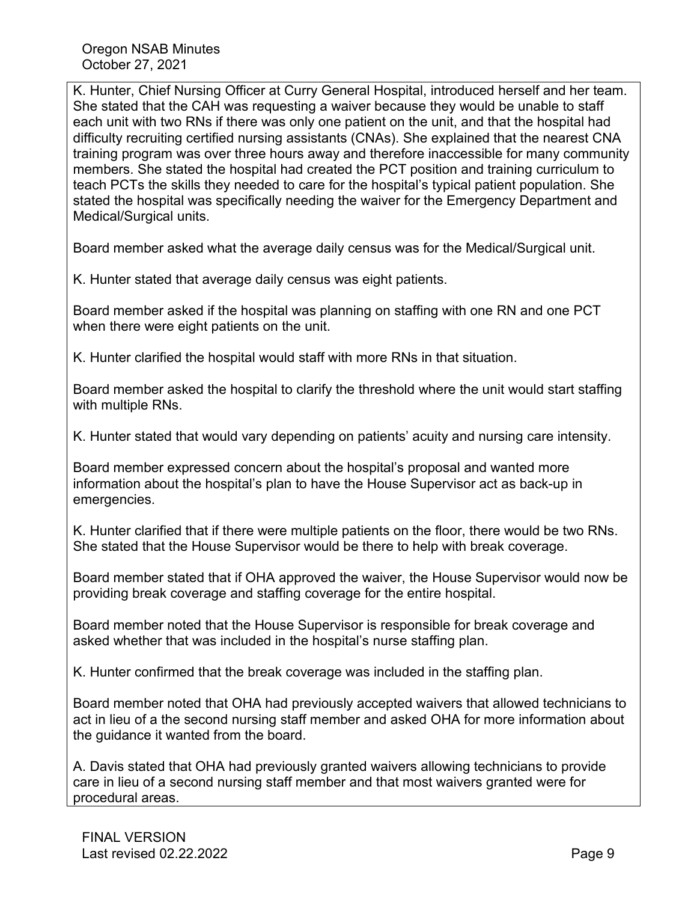K. Hunter, Chief Nursing Officer at Curry General Hospital, introduced herself and her team. She stated that the CAH was requesting a waiver because they would be unable to staff each unit with two RNs if there was only one patient on the unit, and that the hospital had difficulty recruiting certified nursing assistants (CNAs). She explained that the nearest CNA training program was over three hours away and therefore inaccessible for many community members. She stated the hospital had created the PCT position and training curriculum to teach PCTs the skills they needed to care for the hospital's typical patient population. She stated the hospital was specifically needing the waiver for the Emergency Department and Medical/Surgical units.

Board member asked what the average daily census was for the Medical/Surgical unit.

K. Hunter stated that average daily census was eight patients.

Board member asked if the hospital was planning on staffing with one RN and one PCT when there were eight patients on the unit.

K. Hunter clarified the hospital would staff with more RNs in that situation.

Board member asked the hospital to clarify the threshold where the unit would start staffing with multiple RNs.

K. Hunter stated that would vary depending on patients' acuity and nursing care intensity.

Board member expressed concern about the hospital's proposal and wanted more information about the hospital's plan to have the House Supervisor act as back-up in emergencies.

K. Hunter clarified that if there were multiple patients on the floor, there would be two RNs. She stated that the House Supervisor would be there to help with break coverage.

Board member stated that if OHA approved the waiver, the House Supervisor would now be providing break coverage and staffing coverage for the entire hospital.

Board member noted that the House Supervisor is responsible for break coverage and asked whether that was included in the hospital's nurse staffing plan.

K. Hunter confirmed that the break coverage was included in the staffing plan.

Board member noted that OHA had previously accepted waivers that allowed technicians to act in lieu of a the second nursing staff member and asked OHA for more information about the guidance it wanted from the board.

A. Davis stated that OHA had previously granted waivers allowing technicians to provide care in lieu of a second nursing staff member and that most waivers granted were for procedural areas.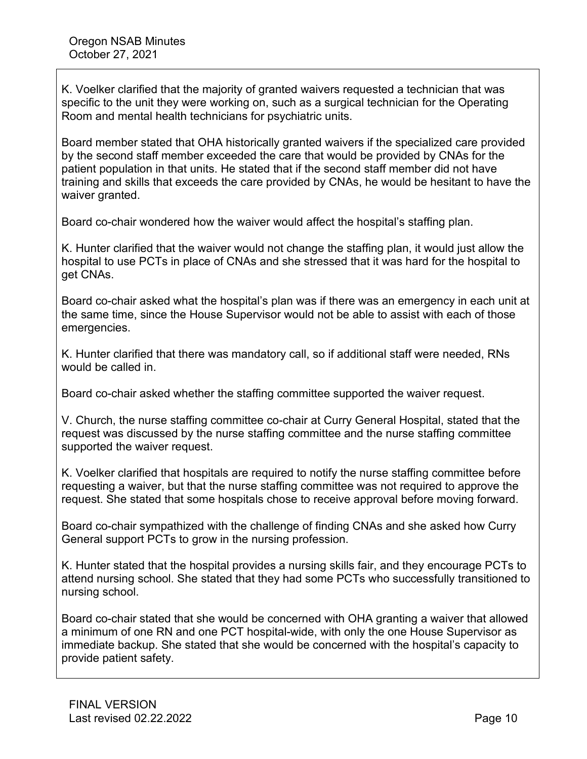K. Voelker clarified that the majority of granted waivers requested a technician that was specific to the unit they were working on, such as a surgical technician for the Operating Room and mental health technicians for psychiatric units.

Board member stated that OHA historically granted waivers if the specialized care provided by the second staff member exceeded the care that would be provided by CNAs for the patient population in that units. He stated that if the second staff member did not have training and skills that exceeds the care provided by CNAs, he would be hesitant to have the waiver granted.

Board co-chair wondered how the waiver would affect the hospital's staffing plan.

K. Hunter clarified that the waiver would not change the staffing plan, it would just allow the hospital to use PCTs in place of CNAs and she stressed that it was hard for the hospital to get CNAs.

Board co-chair asked what the hospital's plan was if there was an emergency in each unit at the same time, since the House Supervisor would not be able to assist with each of those emergencies.

K. Hunter clarified that there was mandatory call, so if additional staff were needed, RNs would be called in.

Board co-chair asked whether the staffing committee supported the waiver request.

V. Church, the nurse staffing committee co-chair at Curry General Hospital, stated that the request was discussed by the nurse staffing committee and the nurse staffing committee supported the waiver request.

K. Voelker clarified that hospitals are required to notify the nurse staffing committee before requesting a waiver, but that the nurse staffing committee was not required to approve the request. She stated that some hospitals chose to receive approval before moving forward.

Board co-chair sympathized with the challenge of finding CNAs and she asked how Curry General support PCTs to grow in the nursing profession.

K. Hunter stated that the hospital provides a nursing skills fair, and they encourage PCTs to attend nursing school. She stated that they had some PCTs who successfully transitioned to nursing school.

Board co-chair stated that she would be concerned with OHA granting a waiver that allowed a minimum of one RN and one PCT hospital-wide, with only the one House Supervisor as immediate backup. She stated that she would be concerned with the hospital's capacity to provide patient safety.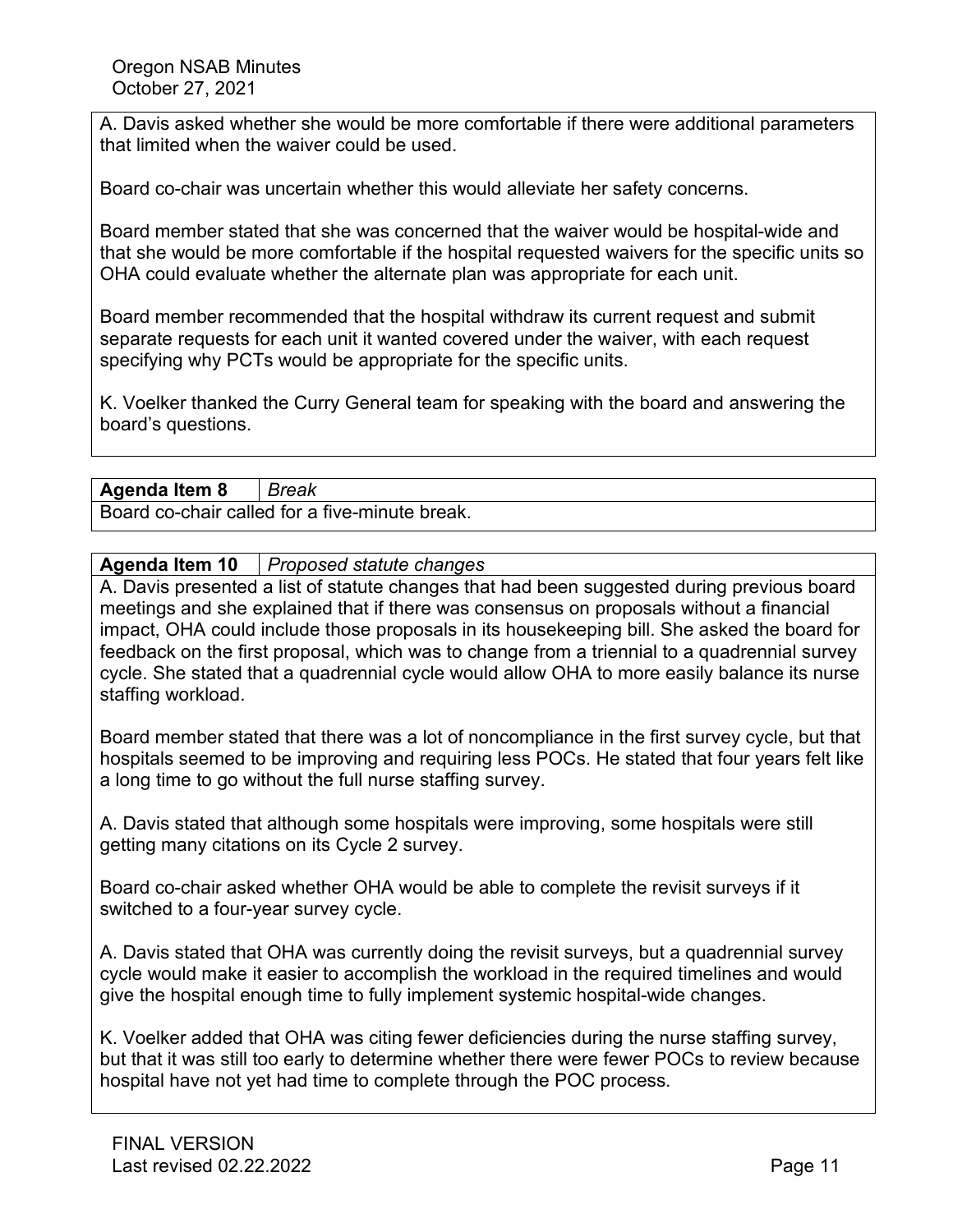A. Davis asked whether she would be more comfortable if there were additional parameters that limited when the waiver could be used.

Board co-chair was uncertain whether this would alleviate her safety concerns.

Board member stated that she was concerned that the waiver would be hospital-wide and that she would be more comfortable if the hospital requested waivers for the specific units so OHA could evaluate whether the alternate plan was appropriate for each unit.

Board member recommended that the hospital withdraw its current request and submit separate requests for each unit it wanted covered under the waiver, with each request specifying why PCTs would be appropriate for the specific units.

K. Voelker thanked the Curry General team for speaking with the board and answering the board's questions.

| **Agenda Item 8** | *Break* |
|---|---|
| Board co-chair called for a five-minute break. | |

| **Agenda Item 10** | *Proposed statute changes* |
|---|---|

A. Davis presented a list of statute changes that had been suggested during previous board meetings and she explained that if there was consensus on proposals without a financial impact, OHA could include those proposals in its housekeeping bill. She asked the board for feedback on the first proposal, which was to change from a triennial to a quadrennial survey cycle. She stated that a quadrennial cycle would allow OHA to more easily balance its nurse staffing workload.

Board member stated that there was a lot of noncompliance in the first survey cycle, but that hospitals seemed to be improving and requiring less POCs. He stated that four years felt like a long time to go without the full nurse staffing survey.

A. Davis stated that although some hospitals were improving, some hospitals were still getting many citations on its Cycle 2 survey.

Board co-chair asked whether OHA would be able to complete the revisit surveys if it switched to a four-year survey cycle.

A. Davis stated that OHA was currently doing the revisit surveys, but a quadrennial survey cycle would make it easier to accomplish the workload in the required timelines and would give the hospital enough time to fully implement systemic hospital-wide changes.

K. Voelker added that OHA was citing fewer deficiencies during the nurse staffing survey, but that it was still too early to determine whether there were fewer POCs to review because hospital have not yet had time to complete through the POC process.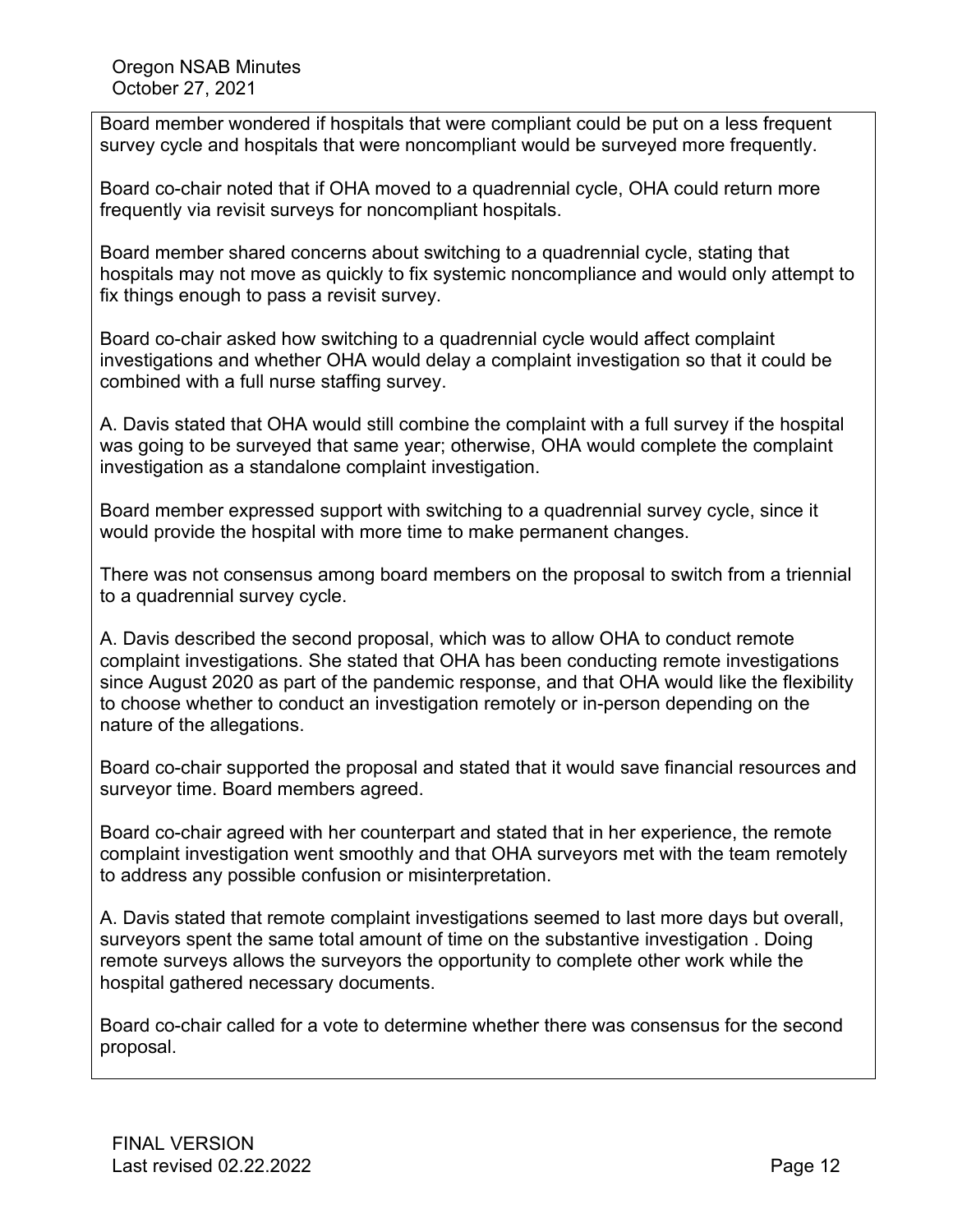Board member wondered if hospitals that were compliant could be put on a less frequent survey cycle and hospitals that were noncompliant would be surveyed more frequently.

Board co-chair noted that if OHA moved to a quadrennial cycle, OHA could return more frequently via revisit surveys for noncompliant hospitals.

Board member shared concerns about switching to a quadrennial cycle, stating that hospitals may not move as quickly to fix systemic noncompliance and would only attempt to fix things enough to pass a revisit survey.

Board co-chair asked how switching to a quadrennial cycle would affect complaint investigations and whether OHA would delay a complaint investigation so that it could be combined with a full nurse staffing survey.

A. Davis stated that OHA would still combine the complaint with a full survey if the hospital was going to be surveyed that same year; otherwise, OHA would complete the complaint investigation as a standalone complaint investigation.

Board member expressed support with switching to a quadrennial survey cycle, since it would provide the hospital with more time to make permanent changes.

There was not consensus among board members on the proposal to switch from a triennial to a quadrennial survey cycle.

A. Davis described the second proposal, which was to allow OHA to conduct remote complaint investigations. She stated that OHA has been conducting remote investigations since August 2020 as part of the pandemic response, and that OHA would like the flexibility to choose whether to conduct an investigation remotely or in-person depending on the nature of the allegations.

Board co-chair supported the proposal and stated that it would save financial resources and surveyor time. Board members agreed.

Board co-chair agreed with her counterpart and stated that in her experience, the remote complaint investigation went smoothly and that OHA surveyors met with the team remotely to address any possible confusion or misinterpretation.

A. Davis stated that remote complaint investigations seemed to last more days but overall, surveyors spent the same total amount of time on the substantive investigation . Doing remote surveys allows the surveyors the opportunity to complete other work while the hospital gathered necessary documents.

Board co-chair called for a vote to determine whether there was consensus for the second proposal.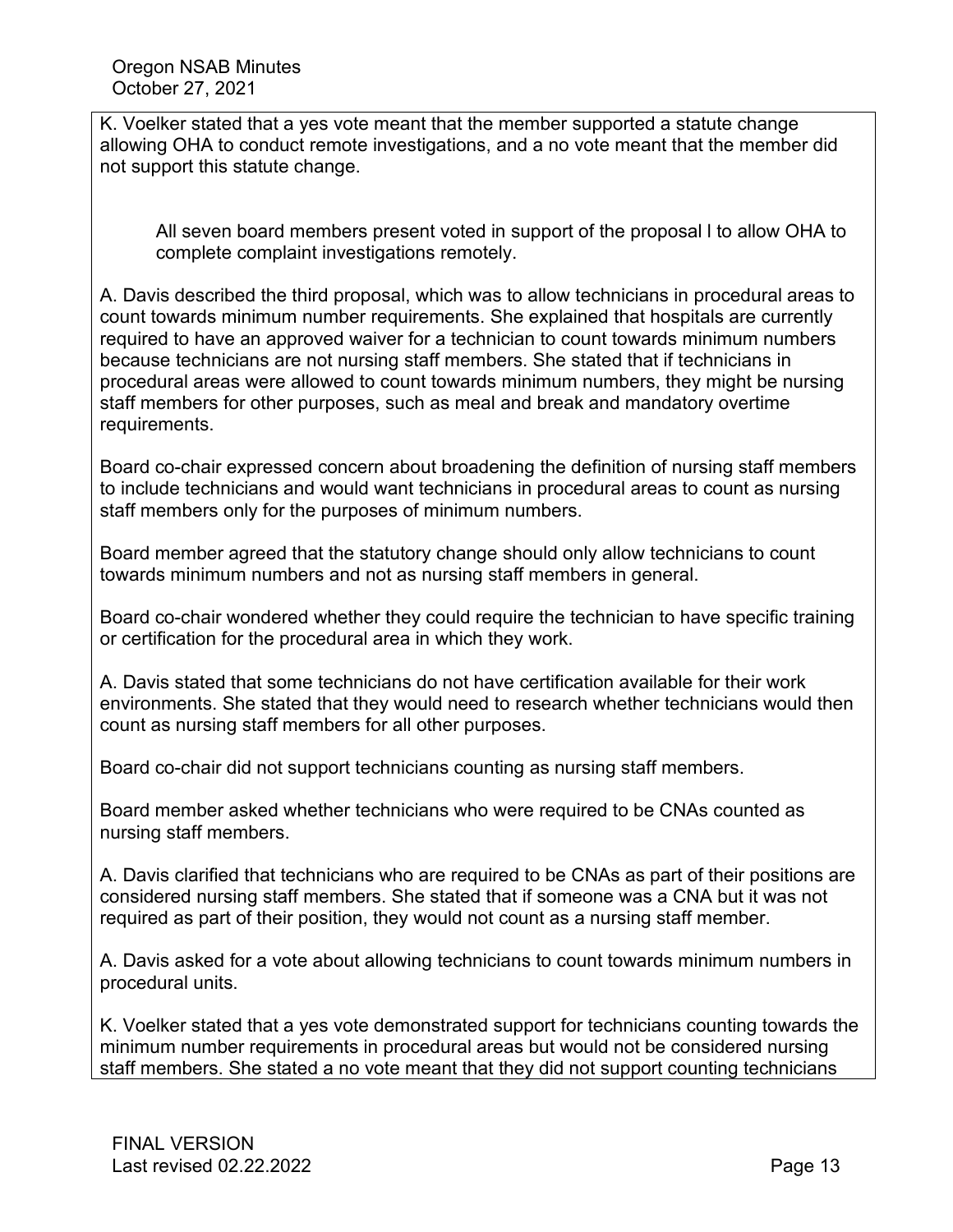K. Voelker stated that a yes vote meant that the member supported a statute change allowing OHA to conduct remote investigations, and a no vote meant that the member did not support this statute change.

> All seven board members present voted in support of the proposal l to allow OHA to complete complaint investigations remotely.

A. Davis described the third proposal, which was to allow technicians in procedural areas to count towards minimum number requirements. She explained that hospitals are currently required to have an approved waiver for a technician to count towards minimum numbers because technicians are not nursing staff members. She stated that if technicians in procedural areas were allowed to count towards minimum numbers, they might be nursing staff members for other purposes, such as meal and break and mandatory overtime requirements.

Board co-chair expressed concern about broadening the definition of nursing staff members to include technicians and would want technicians in procedural areas to count as nursing staff members only for the purposes of minimum numbers.

Board member agreed that the statutory change should only allow technicians to count towards minimum numbers and not as nursing staff members in general.

Board co-chair wondered whether they could require the technician to have specific training or certification for the procedural area in which they work.

A. Davis stated that some technicians do not have certification available for their work environments. She stated that they would need to research whether technicians would then count as nursing staff members for all other purposes.

Board co-chair did not support technicians counting as nursing staff members.

Board member asked whether technicians who were required to be CNAs counted as nursing staff members.

A. Davis clarified that technicians who are required to be CNAs as part of their positions are considered nursing staff members. She stated that if someone was a CNA but it was not required as part of their position, they would not count as a nursing staff member.

A. Davis asked for a vote about allowing technicians to count towards minimum numbers in procedural units.

K. Voelker stated that a yes vote demonstrated support for technicians counting towards the minimum number requirements in procedural areas but would not be considered nursing staff members. She stated a no vote meant that they did not support counting technicians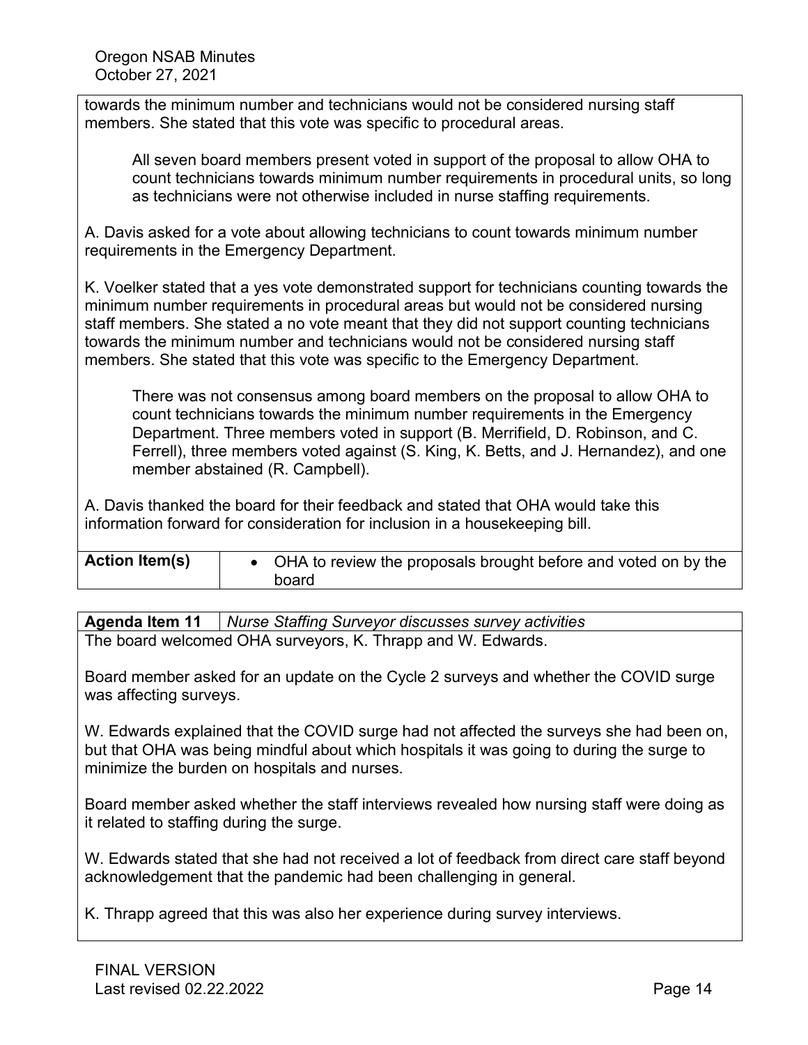towards the minimum number and technicians would not be considered nursing staff members. She stated that this vote was specific to procedural areas.

> All seven board members present voted in support of the proposal to allow OHA to count technicians towards minimum number requirements in procedural units, so long as technicians were not otherwise included in nurse staffing requirements.

A. Davis asked for a vote about allowing technicians to count towards minimum number requirements in the Emergency Department.

K. Voelker stated that a yes vote demonstrated support for technicians counting towards the minimum number requirements in procedural areas but would not be considered nursing staff members. She stated a no vote meant that they did not support counting technicians towards the minimum number and technicians would not be considered nursing staff members. She stated that this vote was specific to the Emergency Department.

> There was not consensus among board members on the proposal to allow OHA to count technicians towards the minimum number requirements in the Emergency Department. Three members voted in support (B. Merrifield, D. Robinson, and C. Ferrell), three members voted against (S. King, K. Betts, and J. Hernandez), and one member abstained (R. Campbell).

A. Davis thanked the board for their feedback and stated that OHA would take this information forward for consideration for inclusion in a housekeeping bill.

| **Action Item(s)** | • OHA to review the proposals brought before and voted on by the board |
|---|---|

| **Agenda Item 11** | *Nurse Staffing Surveyor discusses survey activities* |
|---|---|

The board welcomed OHA surveyors, K. Thrapp and W. Edwards.

Board member asked for an update on the Cycle 2 surveys and whether the COVID surge was affecting surveys.

W. Edwards explained that the COVID surge had not affected the surveys she had been on, but that OHA was being mindful about which hospitals it was going to during the surge to minimize the burden on hospitals and nurses.

Board member asked whether the staff interviews revealed how nursing staff were doing as it related to staffing during the surge.

W. Edwards stated that she had not received a lot of feedback from direct care staff beyond acknowledgement that the pandemic had been challenging in general.

K. Thrapp agreed that this was also her experience during survey interviews.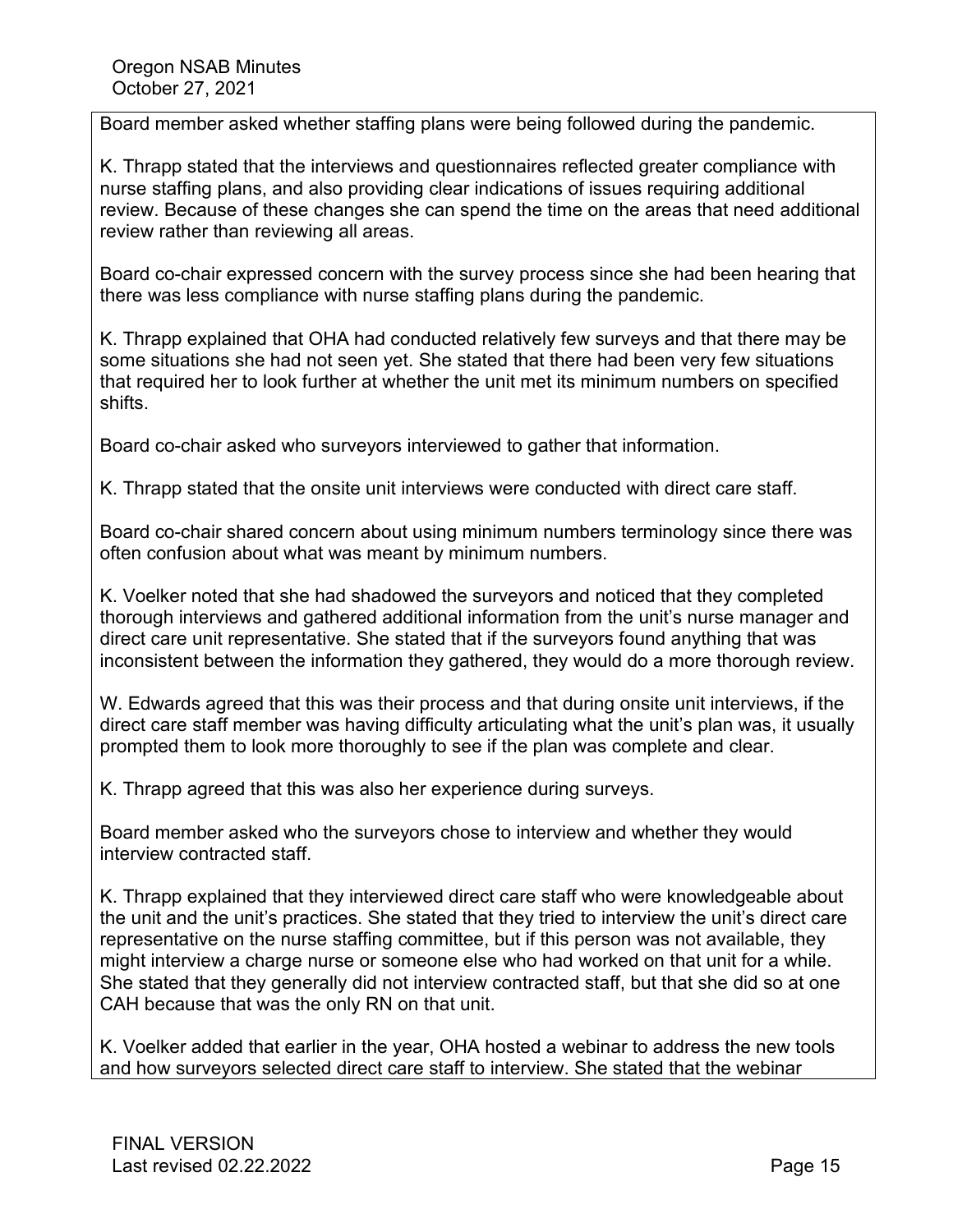Board member asked whether staffing plans were being followed during the pandemic.

K. Thrapp stated that the interviews and questionnaires reflected greater compliance with nurse staffing plans, and also providing clear indications of issues requiring additional review. Because of these changes she can spend the time on the areas that need additional review rather than reviewing all areas.

Board co-chair expressed concern with the survey process since she had been hearing that there was less compliance with nurse staffing plans during the pandemic.

K. Thrapp explained that OHA had conducted relatively few surveys and that there may be some situations she had not seen yet. She stated that there had been very few situations that required her to look further at whether the unit met its minimum numbers on specified shifts.

Board co-chair asked who surveyors interviewed to gather that information.

K. Thrapp stated that the onsite unit interviews were conducted with direct care staff.

Board co-chair shared concern about using minimum numbers terminology since there was often confusion about what was meant by minimum numbers.

K. Voelker noted that she had shadowed the surveyors and noticed that they completed thorough interviews and gathered additional information from the unit's nurse manager and direct care unit representative. She stated that if the surveyors found anything that was inconsistent between the information they gathered, they would do a more thorough review.

W. Edwards agreed that this was their process and that during onsite unit interviews, if the direct care staff member was having difficulty articulating what the unit's plan was, it usually prompted them to look more thoroughly to see if the plan was complete and clear.

K. Thrapp agreed that this was also her experience during surveys.

Board member asked who the surveyors chose to interview and whether they would interview contracted staff.

K. Thrapp explained that they interviewed direct care staff who were knowledgeable about the unit and the unit's practices. She stated that they tried to interview the unit's direct care representative on the nurse staffing committee, but if this person was not available, they might interview a charge nurse or someone else who had worked on that unit for a while. She stated that they generally did not interview contracted staff, but that she did so at one CAH because that was the only RN on that unit.

K. Voelker added that earlier in the year, OHA hosted a webinar to address the new tools and how surveyors selected direct care staff to interview. She stated that the webinar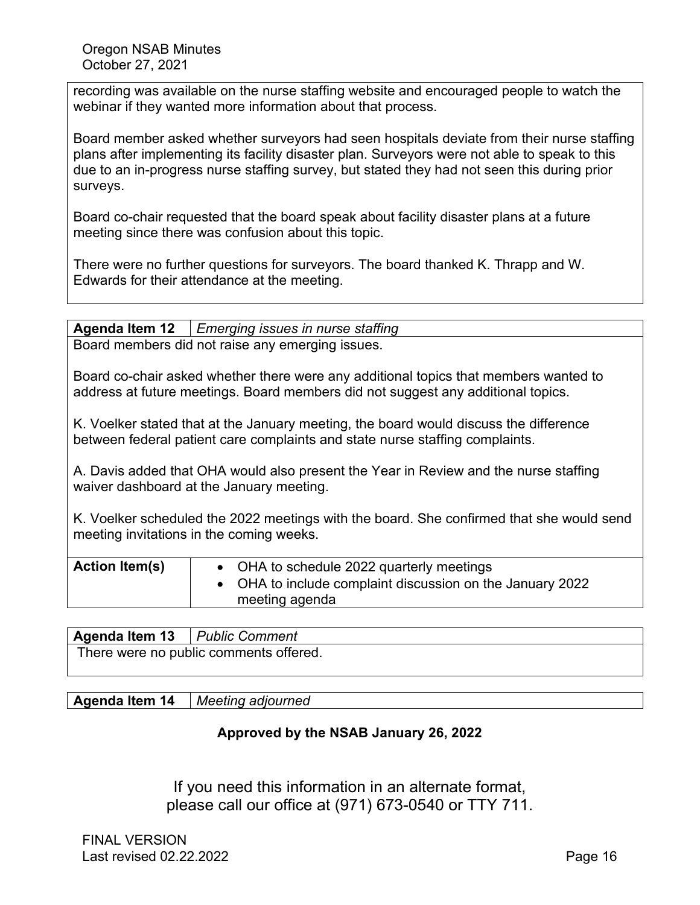recording was available on the nurse staffing website and encouraged people to watch the webinar if they wanted more information about that process.

Board member asked whether surveyors had seen hospitals deviate from their nurse staffing plans after implementing its facility disaster plan. Surveyors were not able to speak to this due to an in-progress nurse staffing survey, but stated they had not seen this during prior surveys.

Board co-chair requested that the board speak about facility disaster plans at a future meeting since there was confusion about this topic.

There were no further questions for surveyors. The board thanked K. Thrapp and W. Edwards for their attendance at the meeting.

| **Agenda Item 12** | *Emerging issues in nurse staffing* |
|---|---|

Board members did not raise any emerging issues.

Board co-chair asked whether there were any additional topics that members wanted to address at future meetings. Board members did not suggest any additional topics.

K. Voelker stated that at the January meeting, the board would discuss the difference between federal patient care complaints and state nurse staffing complaints.

A. Davis added that OHA would also present the Year in Review and the nurse staffing waiver dashboard at the January meeting.

K. Voelker scheduled the 2022 meetings with the board. She confirmed that she would send meeting invitations in the coming weeks.

| | |
|---|---|
| **Action Item(s)** | • OHA to schedule 2022 quarterly meetings<br>• OHA to include complaint discussion on the January 2022 meeting agenda |

| **Agenda Item 13** | *Public Comment* |
|---|---|

There were no public comments offered.

| **Agenda Item 14** | *Meeting adjourned* |
|---|---|

**Approved by the NSAB January 26, 2022**

If you need this information in an alternate format, please call our office at (971) 673-0540 or TTY 711.

FINAL VERSION
Last revised 02.22.2022